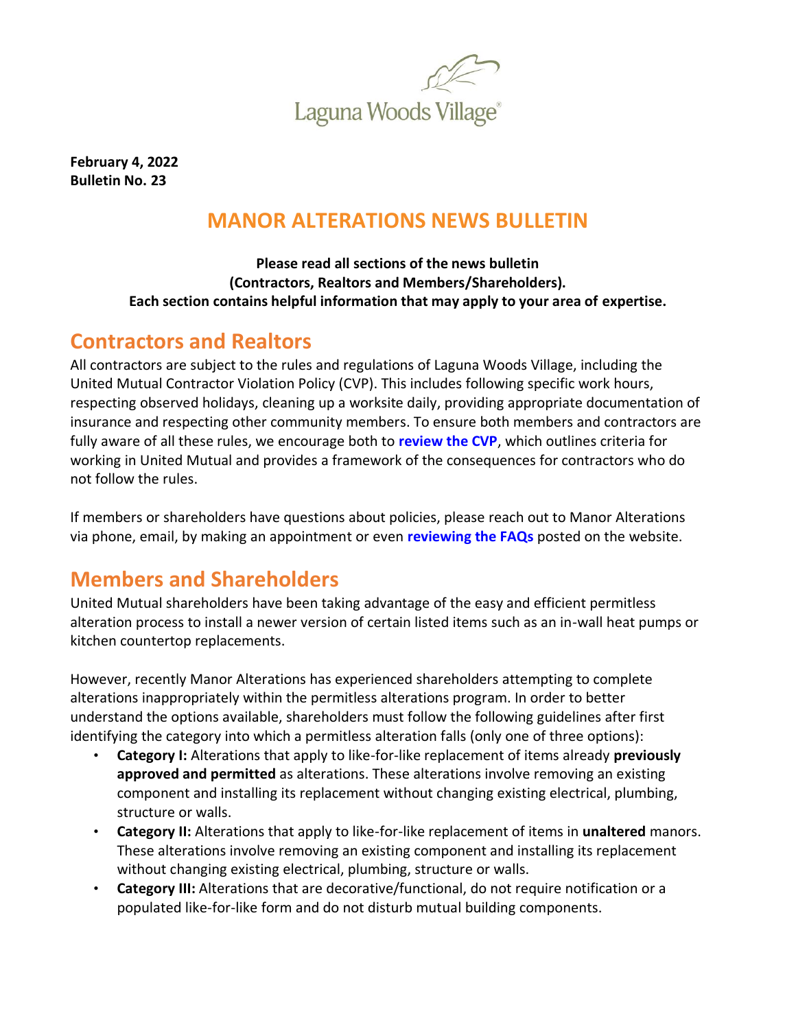Laguna Woods Village®

**February 4, 2022**
**Bulletin No. 23**

# MANOR ALTERATIONS NEWS BULLETIN

**Please read all sections of the news bulletin**
**(Contractors, Realtors and Members/Shareholders).**
**Each section contains helpful information that may apply to your area of expertise.**

## Contractors and Realtors

All contractors are subject to the rules and regulations of Laguna Woods Village, including the United Mutual Contractor Violation Policy (CVP). This includes following specific work hours, respecting observed holidays, cleaning up a worksite daily, providing appropriate documentation of insurance and respecting other community members. To ensure both members and contractors are fully aware of all these rules, we encourage both to **review the CVP**, which outlines criteria for working in United Mutual and provides a framework of the consequences for contractors who do not follow the rules.

If members or shareholders have questions about policies, please reach out to Manor Alterations via phone, email, by making an appointment or even **reviewing the FAQs** posted on the website.

## Members and Shareholders

United Mutual shareholders have been taking advantage of the easy and efficient permitless alteration process to install a newer version of certain listed items such as an in-wall heat pumps or kitchen countertop replacements.

However, recently Manor Alterations has experienced shareholders attempting to complete alterations inappropriately within the permitless alterations program. In order to better understand the options available, shareholders must follow the following guidelines after first identifying the category into which a permitless alteration falls (only one of three options):

- **Category I:** Alterations that apply to like-for-like replacement of items already **previously approved and permitted** as alterations. These alterations involve removing an existing component and installing its replacement without changing existing electrical, plumbing, structure or walls.
- **Category II:** Alterations that apply to like-for-like replacement of items in **unaltered** manors. These alterations involve removing an existing component and installing its replacement without changing existing electrical, plumbing, structure or walls.
- **Category III:** Alterations that are decorative/functional, do not require notification or a populated like-for-like form and do not disturb mutual building components.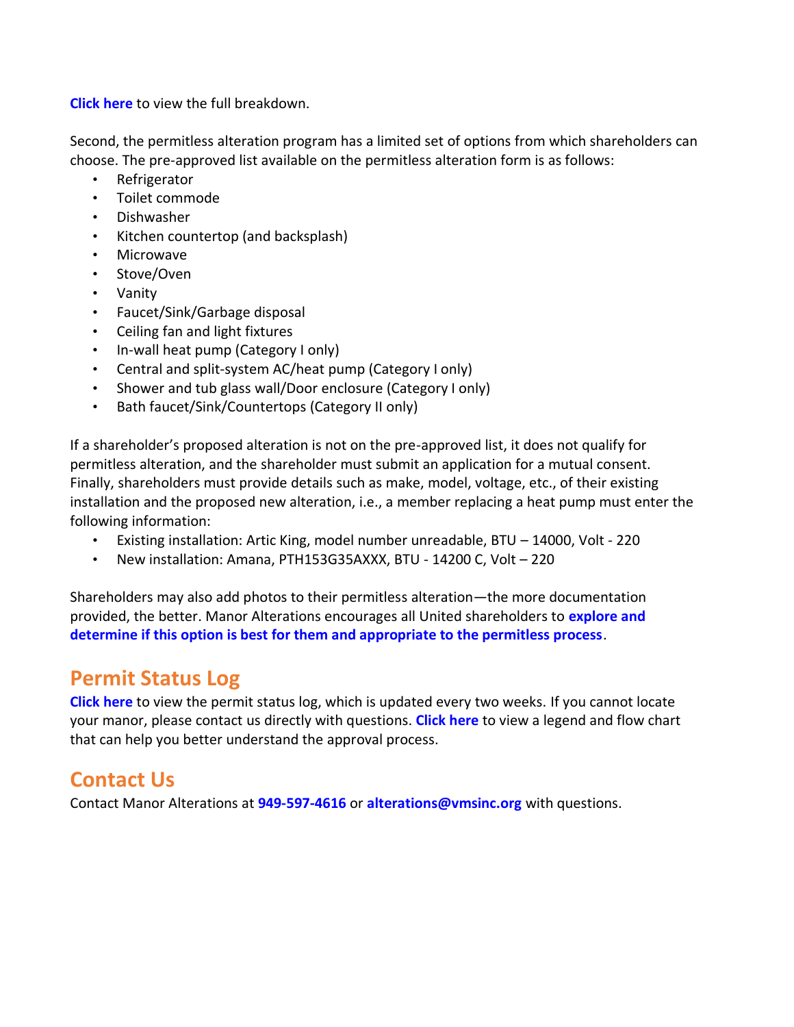**Click here** to view the full breakdown.

Second, the permitless alteration program has a limited set of options from which shareholders can choose. The pre-approved list available on the permitless alteration form is as follows:

- Refrigerator
- Toilet commode
- Dishwasher
- Kitchen countertop (and backsplash)
- Microwave
- Stove/Oven
- Vanity
- Faucet/Sink/Garbage disposal
- Ceiling fan and light fixtures
- In-wall heat pump (Category I only)
- Central and split-system AC/heat pump (Category I only)
- Shower and tub glass wall/Door enclosure (Category I only)
- Bath faucet/Sink/Countertops (Category II only)

If a shareholder's proposed alteration is not on the pre-approved list, it does not qualify for permitless alteration, and the shareholder must submit an application for a mutual consent. Finally, shareholders must provide details such as make, model, voltage, etc., of their existing installation and the proposed new alteration, i.e., a member replacing a heat pump must enter the following information:

- Existing installation: Artic King, model number unreadable, BTU – 14000, Volt - 220
- New installation: Amana, PTH153G35AXXX, BTU - 14200 C, Volt – 220

Shareholders may also add photos to their permitless alteration—the more documentation provided, the better. Manor Alterations encourages all United shareholders to **explore and determine if this option is best for them and appropriate to the permitless process**.

## Permit Status Log

**Click here** to view the permit status log, which is updated every two weeks. If you cannot locate your manor, please contact us directly with questions. **Click here** to view a legend and flow chart that can help you better understand the approval process.

## Contact Us

Contact Manor Alterations at **949-597-4616** or **alterations@vmsinc.org** with questions.